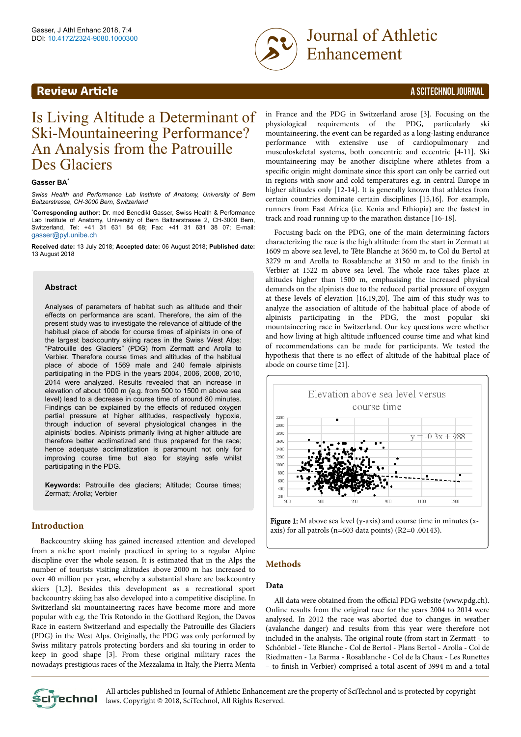Review Article

# Is Living Altitude a Determinant of Ski-Mountaineering Performance? An Analysis from the Patrouille Des Glaciers

**Gasser BA***

*Swiss Health and Performance Lab Institute of Anatomy, University of Bern Baltzerstrasse, CH-3000 Bern, Switzerland*

***Corresponding author:** Dr. med Benedikt Gasser, Swiss Health & Performance Lab Institute of Anatomy, University of Bern Baltzerstrasse 2, CH-3000 Bern, Switzerland, Tel: +41 31 631 84 68; Fax: +41 31 631 38 07; E-mail: gasser@pyl.unibe.ch

**Received date:** 13 July 2018; **Accepted date:** 06 August 2018; **Published date:** 13 August 2018

### Abstract

Analyses of parameters of habitat such as altitude and their effects on performance are scant. Therefore, the aim of the present study was to investigate the relevance of altitude of the habitual place of abode for course times of alpinists in one of the largest backcountry skiing races in the Swiss West Alps: "Patrouille des Glaciers" (PDG) from Zermatt and Arolla to Verbier. Therefore course times and altitudes of the habitual place of abode of 1569 male and 240 female alpinists participating in the PDG in the years 2004, 2006, 2008, 2010, 2014 were analyzed. Results revealed that an increase in elevation of about 1000 m (e.g. from 500 to 1500 m above sea level) lead to a decrease in course time of around 80 minutes. Findings can be explained by the effects of reduced oxygen partial pressure at higher altitudes, respectively hypoxia, through induction of several physiological changes in the alpinists' bodies. Alpinists primarily living at higher altitude are therefore better acclimatized and thus prepared for the race; hence adequate acclimatization is paramount not only for improving course time but also for staying safe whilst participating in the PDG.

**Keywords:** Patrouille des glaciers; Altitude; Course times; Zermatt; Arolla; Verbier

## Introduction

Backcountry skiing has gained increased attention and developed from a niche sport mainly practiced in spring to a regular Alpine discipline over the whole season. It is estimated that in the Alps the number of tourists visiting altitudes above 2000 m has increased to over 40 million per year, whereby a substantial share are backcountry skiers [1,2]. Besides this development as a recreational sport backcountry skiing has also developed into a competitive discipline. In Switzerland ski mountaineering races have become more and more popular with e.g. the Tris Rotondo in the Gotthard Region, the Davos Race in eastern Switzerland and especially the Patrouille des Glaciers (PDG) in the West Alps. Originally, the PDG was only performed by Swiss military patrols protecting borders and ski touring in order to keep in good shape [3]. From these original military races the nowadays prestigious races of the Mezzalama in Italy, the Pierra Menta in France and the PDG in Switzerland arose [3]. Focusing on the physiological requirements of the PDG, particularly ski mountaineering, the event can be regarded as a long-lasting endurance performance with extensive use of cardiopulmonary and musculoskeletal systems, both concentric and eccentric [4-11]. Ski mountaineering may be another discipline where athletes from a specific origin might dominate since this sport can only be carried out in regions with snow and cold temperatures e.g. in central Europe in higher altitudes only [12-14]. It is generally known that athletes from certain countries dominate certain disciplines [15,16]. For example, runners from East Africa (i.e. Kenia and Ethiopia) are the fastest in track and road running up to the marathon distance [16-18].

Focusing back on the PDG, one of the main determining factors characterizing the race is the high altitude: from the start in Zermatt at 1609 m above sea level, to Tête Blanche at 3650 m, to Col du Bertol at 3279 m and Arolla to Rosablanche at 3150 m and to the finish in Verbier at 1522 m above sea level. The whole race takes place at altitudes higher than 1500 m, emphasising the increased physical demands on the alpinists due to the reduced partial pressure of oxygen at these levels of elevation [16,19,20]. The aim of this study was to analyze the association of altitude of the habitual place of abode of alpinists participating in the PDG, the most popular ski mountaineering race in Switzerland. Our key questions were whether and how living at high altitude influenced course time and what kind of recommendations can be made for participants. We tested the hypothesis that there is no effect of altitude of the habitual place of abode on course time [21].

**Figure 1:** M above sea level (y-axis) and course time in minutes (x-axis) for all patrols (n=603 data points) ($R^2$=0 .00143).

## Methods

### Data

All data were obtained from the official PDG website (www.pdg.ch). Online results from the original race for the years 2004 to 2014 were analysed. In 2012 the race was aborted due to changes in weather (avalanche danger) and results from this year were therefore not included in the analysis. The original route (from start in Zermatt - to Schönbiel - Tete Blanche - Col de Bertol - Plans Bertol - Arolla - Col de Riedmatten - La Barma - Rosablanche - Col de la Chaux - Les Runettes – to finish in Verbier) comprised a total ascent of 3994 m and a total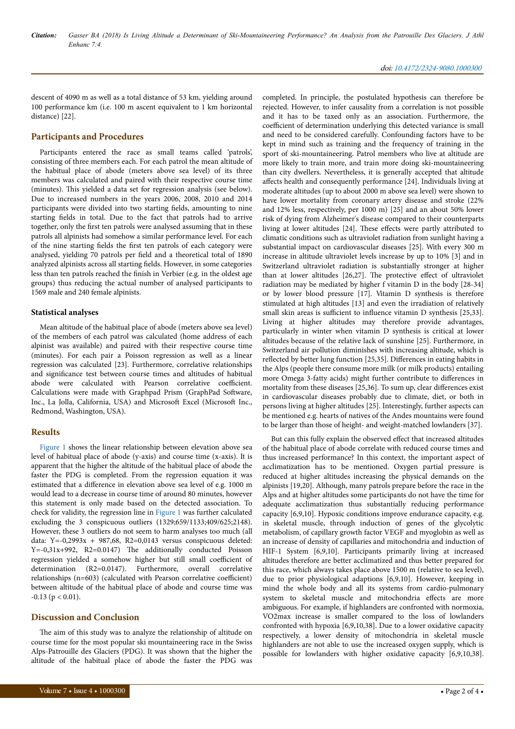descent of 4090 m as well as a total distance of 53 km, yielding around 100 performance km (i.e. 100 m ascent equivalent to 1 km horizontal distance) [22].

## Participants and Procedures

Participants entered the race as small teams called 'patrols', consisting of three members each. For each patrol the mean altitude of the habitual place of abode (meters above sea level) of its three members was calculated and paired with their respective course time (minutes). This yielded a data set for regression analysis (see below). Due to increased numbers in the years 2006, 2008, 2010 and 2014 participants were divided into two starting fields, amounting to nine starting fields in total. Due to the fact that patrols had to arrive together, only the first ten patrols were analysed assuming that in these patrols all alpinists had somehow a similar performance level. For each of the nine starting fields the first ten patrols of each category were analysed, yielding 70 patrols per field and a theoretical total of 1890 analyzed alpinists across all starting fields. However, in some categories less than ten patrols reached the finish in Verbier (e.g. in the oldest age groups) thus reducing the actual number of analysed participants to 1569 male and 240 female alpinists.

### Statistical analyses

Mean altitude of the habitual place of abode (meters above sea level) of the members of each patrol was calculated (home address of each alpinist was available) and paired with their respective course time (minutes). For each pair a Poisson regression as well as a linear regression was calculated [23]. Furthermore, correlative relationships and significance test between course times and altitudes of habitual abode were calculated with Pearson correlative coefficient. Calculations were made with Graphpad Prism (GraphPad Software, Inc., La Jolla, California, USA) and Microsoft Excel (Microsoft Inc., Redmond, Washington, USA).

## Results

Figure 1 shows the linear relationship between elevation above sea level of habitual place of abode (y-axis) and course time (x-axis). It is apparent that the higher the altitude of the habitual place of abode the faster the PDG is completed. From the regression equation it was estimated that a difference in elevation above sea level of e.g. 1000 m would lead to a decrease in course time of around 80 minutes, however this statement is only made based on the detected association. To check for validity, the regression line in Figure 1 was further calculated excluding the 3 conspicuous outliers (1329;659/1133;409/625;2148). However, these 3 outliers do not seem to harm analyses too much (all data: Y=-0,2993x + 987,68, R2=0,0143 versus conspicuous deleted: Y=-0,31x+992, R2=0.0147) The additionally conducted Poisson regression yielded a somehow higher but still small coefficient of determination (R2=0.0147). Furthermore, overall correlative relationships (n=603) (calculated with Pearson correlative coefficient) between altitude of the habitual place of abode and course time was -0.13 ($p < 0.01$).

## Discussion and Conclusion

The aim of this study was to analyze the relationship of altitude on course time for the most popular ski mountaineering race in the Swiss Alps-Patrouille des Glaciers (PDG). It was shown that the higher the altitude of the habitual place of abode the faster the PDG was completed. In principle, the postulated hypothesis can therefore be rejected. However, to infer causality from a correlation is not possible and it has to be taxed only as an association. Furthermore, the coefficient of determination underlying this detected variance is small and need to be considered carefully. Confounding factors have to be kept in mind such as training and the frequency of training in the sport of ski-mountaineering. Patrol members who live at altitude are more likely to train more, and train more doing ski-mountaineering than city dwellers. Nevertheless, it is generally accepted that altitude affects health and consequently performance [24]. Individuals living at moderate altitudes (up to about 2000 m above sea level) were shown to have lower mortality from coronary artery disease and stroke (22% and 12% less, respectively, per 1000 m) [25] and an about 50% lower risk of dying from Alzheimer's disease compared to their counterparts living at lower altitudes [24]. These effects were partly attributed to climatic conditions such as ultraviolet radiation from sunlight having a substantial impact on cardiovascular diseases [25]. With every 300 m increase in altitude ultraviolet levels increase by up to 10% [3] and in Switzerland ultraviolet radiation is substantially stronger at higher than at lower altitudes [26,27]. The protective effect of ultraviolet radiation may be mediated by higher f vitamin D in the body [28-34] or by lower blood pressure [17]. Vitamin D synthesis is therefore stimulated at high altitudes [13] and even the irradiation of relatively small skin areas is sufficient to influence vitamin D synthesis [25,33]. Living at higher altitudes may therefore provide advantages, particularly in winter when vitamin D synthesis is critical at lower altitudes because of the relative lack of sunshine [25]. Furthermore, in Switzerland air pollution diminishes with increasing altitude, which is reflected by better lung function [25,35]. Differences in eating habits in the Alps (people there consume more milk (or milk products) entailing more Omega 3-fatty acids) might further contribute to differences in mortality from these diseases [25,36]. To sum up, clear differences exist in cardiovascular diseases probably due to climate, diet, or both in persons living at higher altitudes [25]. Interestingly, further aspects can be mentioned e.g. hearts of natives of the Andes mountains were found to be larger than those of height- and weight-matched lowlanders [37].

But can this fully explain the observed effect that increased altitudes of the habitual place of abode correlate with reduced course times and thus increased performance? In this context, the important aspect of acclimatization has to be mentioned. Oxygen partial pressure is reduced at higher altitudes increasing the physical demands on the alpinists [19,20]. Although, many patrols prepare before the race in the Alps and at higher altitudes some participants do not have the time for adequate acclimatization thus substantially reducing performance capacity [6,9,10]. Hypoxic conditions improve endurance capacity, e.g. in skeletal muscle, through induction of genes of the glycolytic metabolism, of capillary growth factor VEGF and myoglobin as well as an increase of density of capillaries and mitochondria and induction of HIF-1 System [6,9,10]. Participants primarily living at increased altitudes therefore are better acclimatized and thus better prepared for this race, which always takes place above 1500 m (relative to sea level), due to prior physiological adaptions [6,9,10]. However, keeping in mind the whole body and all its systems from cardio-pulmonary system to skeletal muscle and mitochondria effects are more ambiguous. For example, if highlanders are confronted with normoxia, VO2max increase is smaller compared to the loss of lowlanders confronted with hypoxia [6,9,10,38]. Due to a lower oxidative capacity respectively, a lower density of mitochondria in skeletal muscle highlanders are not able to use the increased oxygen supply, which is possible for lowlanders with higher oxidative capacity [6,9,10,38].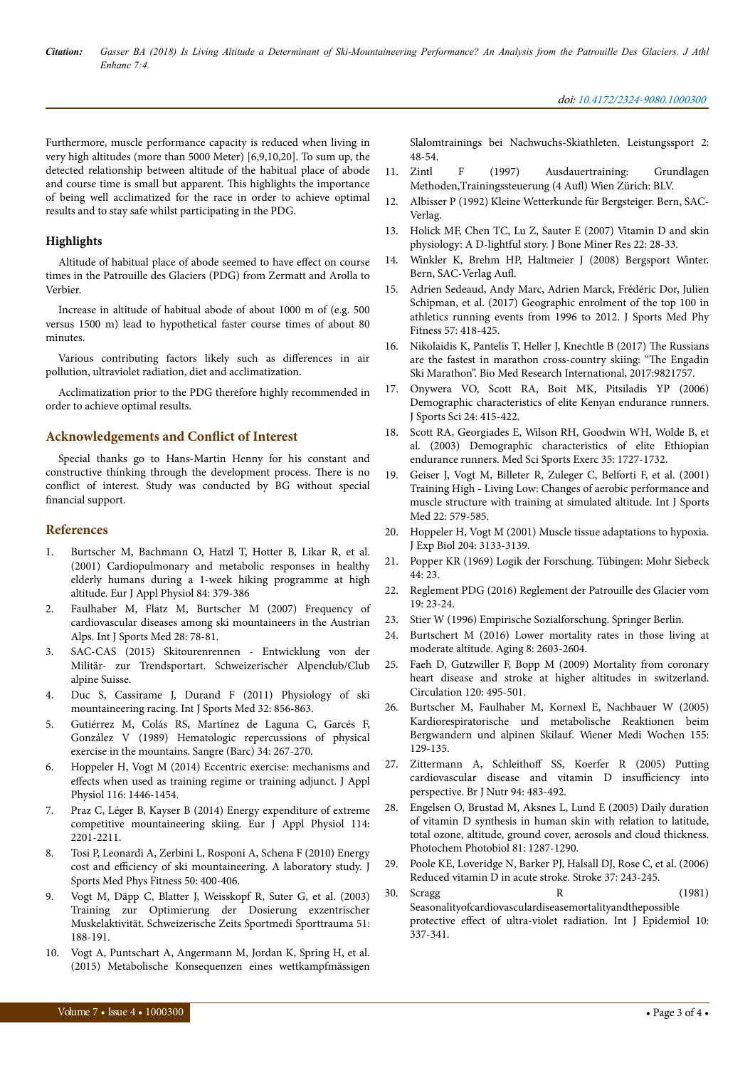Furthermore, muscle performance capacity is reduced when living in very high altitudes (more than 5000 Meter) [6,9,10,20]. To sum up, the detected relationship between altitude of the habitual place of abode and course time is small but apparent. This highlights the importance of being well acclimatized for the race in order to achieve optimal results and to stay safe whilst participating in the PDG.

## Highlights

Altitude of habitual place of abode seemed to have effect on course times in the Patrouille des Glaciers (PDG) from Zermatt and Arolla to Verbier.

Increase in altitude of habitual abode of about 1000 m of (e.g. 500 versus 1500 m) lead to hypothetical faster course times of about 80 minutes.

Various contributing factors likely such as differences in air pollution, ultraviolet radiation, diet and acclimatization.

Acclimatization prior to the PDG therefore highly recommended in order to achieve optimal results.

## Acknowledgements and Conflict of Interest

Special thanks go to Hans-Martin Henny for his constant and constructive thinking through the development process. There is no conflict of interest. Study was conducted by BG without special financial support.

## References

1. Burtscher M, Bachmann O, Hatzl T, Hotter B, Likar R, et al. (2001) Cardiopulmonary and metabolic responses in healthy elderly humans during a 1-week hiking programme at high altitude. Eur J Appl Physiol 84: 379-386
2. Faulhaber M, Flatz M, Burtscher M (2007) Frequency of cardiovascular diseases among ski mountaineers in the Austrian Alps. Int J Sports Med 28: 78-81.
3. SAC-CAS (2015) Skitourenrennen - Entwicklung von der Militär- zur Trendsportart. Schweizerischer Alpenclub/Club alpine Suisse.
4. Duc S, Cassirame J, Durand F (2011) Physiology of ski mountaineering racing. Int J Sports Med 32: 856-863.
5. Gutiérrez M, Colás RS, Martínez de Laguna C, Garcés F, González V (1989) Hematologic repercussions of physical exercise in the mountains. Sangre (Barc) 34: 267-270.
6. Hoppeler H, Vogt M (2014) Eccentric exercise: mechanisms and effects when used as training regime or training adjunct. J Appl Physiol 116: 1446-1454.
7. Praz C, Léger B, Kayser B (2014) Energy expenditure of extreme competitive mountaineering skiing. Eur J Appl Physiol 114: 2201-2211.
8. Tosi P, Leonardi A, Zerbini L, Rosponi A, Schena F (2010) Energy cost and efficiency of ski mountaineering. A laboratory study. J Sports Med Phys Fitness 50: 400-406.
9. Vogt M, Däpp C, Blatter J, Weisskopf R, Suter G, et al. (2003) Training zur Optimierung der Dosierung exzentrischer Muskelaktivität. Schweizerische Zeits Sportmedi Sporttrauma 51: 188-191.
10. Vogt A, Puntschart A, Angermann M, Jordan K, Spring H, et al. (2015) Metabolische Konsequenzen eines wettkampfmässigen Slalomtrainings bei Nachwuchs-Skiathleten. Leistungssport 2: 48-54.
11. Zintl F (1997) Ausdauertraining: Grundlagen Methoden,Trainingssteuerung (4 Aufl) Wien Zürich: BLV.
12. Albisser P (1992) Kleine Wetterkunde für Bergsteiger. Bern, SAC-Verlag.
13. Holick MF, Chen TC, Lu Z, Sauter E (2007) Vitamin D and skin physiology: A D-lightful story. J Bone Miner Res 22: 28-33.
14. Winkler K, Brehm HP, Haltmeier J (2008) Bergsport Winter. Bern, SAC-Verlag Aufl.
15. Adrien Sedeaud, Andy Marc, Adrien Marck, Frédéric Dor, Julien Schipman, et al. (2017) Geographic enrolment of the top 100 in athletics running events from 1996 to 2012. J Sports Med Phy Fitness 57: 418-425.
16. Nikolaidis K, Pantelis T, Heller J, Knechtle B (2017) The Russians are the fastest in marathon cross-country skiing: "The Engadin Ski Marathon". Bio Med Research International, 2017:9821757.
17. Onywera VO, Scott RA, Boit MK, Pitsiladis YP (2006) Demographic characteristics of elite Kenyan endurance runners. J Sports Sci 24: 415-422.
18. Scott RA, Georgiades E, Wilson RH, Goodwin WH, Wolde B, et al. (2003) Demographic characteristics of elite Ethiopian endurance runners. Med Sci Sports Exerc 35: 1727-1732.
19. Geiser J, Vogt M, Billeter R, Zuleger C, Belforti F, et al. (2001) Training High - Living Low: Changes of aerobic performance and muscle structure with training at simulated altitude. Int J Sports Med 22: 579-585.
20. Hoppeler H, Vogt M (2001) Muscle tissue adaptations to hypoxia. J Exp Biol 204: 3133-3139.
21. Popper KR (1969) Logik der Forschung. Tübingen: Mohr Siebeck 44: 23.
22. Reglement PDG (2016) Reglement der Patrouille des Glacier vom 19: 23-24.
23. Stier W (1996) Empirische Sozialforschung. Springer Berlin.
24. Burtschert M (2016) Lower mortality rates in those living at moderate altitude. Aging 8: 2603-2604.
25. Faeh D, Gutzwiller F, Bopp M (2009) Mortality from coronary heart disease and stroke at higher altitudes in switzerland. Circulation 120: 495-501.
26. Burtscher M, Faulhaber M, Kornexl E, Nachbauer W (2005) Kardiorespiratorische und metabolische Reaktionen beim Bergwandern und alpinen Skilauf. Wiener Medi Wochen 155: 129-135.
27. Zittermann A, Schleithoff SS, Koerfer R (2005) Putting cardiovascular disease and vitamin D insufficiency into perspective. Br J Nutr 94: 483-492.
28. Engelsen O, Brustad M, Aksnes L, Lund E (2005) Daily duration of vitamin D synthesis in human skin with relation to latitude, total ozone, altitude, ground cover, aerosols and cloud thickness. Photochem Photobiol 81: 1287-1290.
29. Poole KE, Loveridge N, Barker PJ, Halsall DJ, Rose C, et al. (2006) Reduced vitamin D in acute stroke. Stroke 37: 243-245.
30. Scragg R (1981) Seasonalityofcardiovasculardiseasemortalityandthepossible protective effect of ultra-violet radiation. Int J Epidemiol 10: 337-341.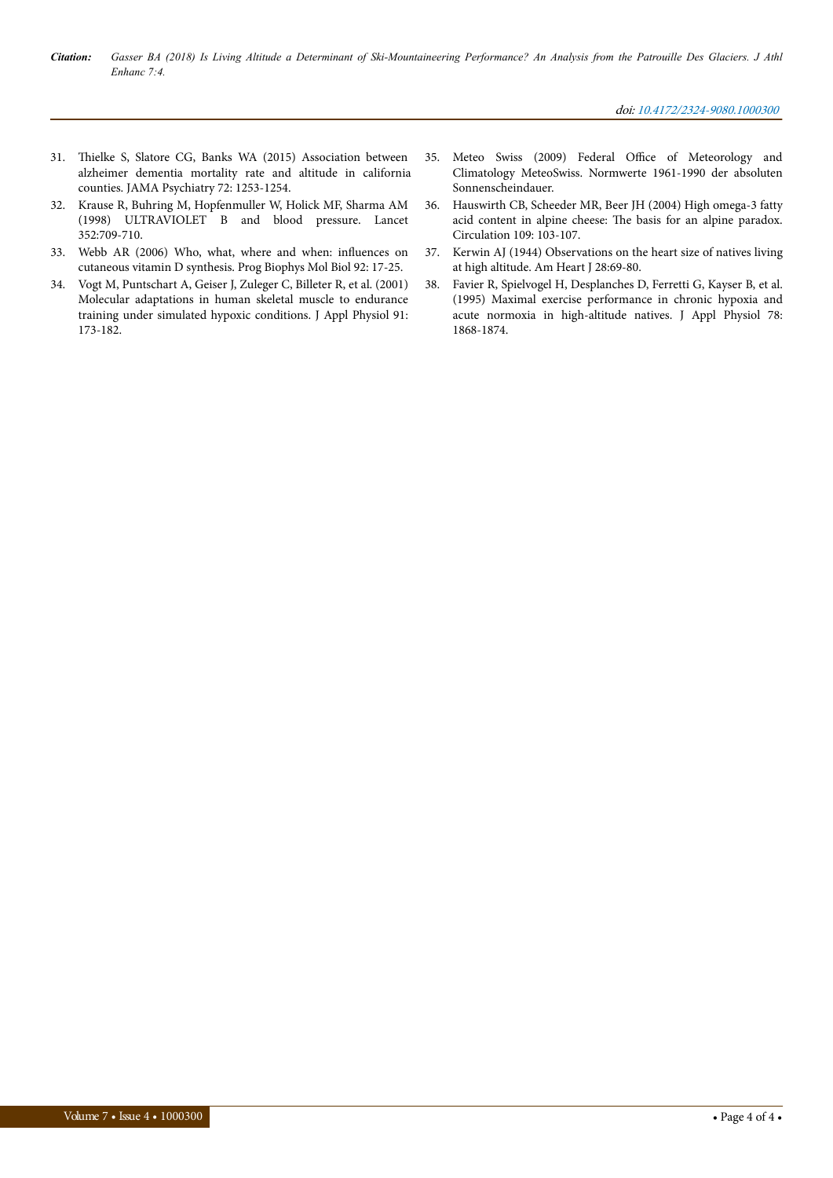31. Thielke S, Slatore CG, Banks WA (2015) Association between alzheimer dementia mortality rate and altitude in california counties. JAMA Psychiatry 72: 1253-1254.
32. Krause R, Buhring M, Hopfenmuller W, Holick MF, Sharma AM (1998) ULTRAVIOLET B and blood pressure. Lancet 352:709-710.
33. Webb AR (2006) Who, what, where and when: influences on cutaneous vitamin D synthesis. Prog Biophys Mol Biol 92: 17-25.
34. Vogt M, Puntschart A, Geiser J, Zuleger C, Billeter R, et al. (2001) Molecular adaptations in human skeletal muscle to endurance training under simulated hypoxic conditions. J Appl Physiol 91: 173-182.
35. Meteo Swiss (2009) Federal Office of Meteorology and Climatology MeteoSwiss. Normwerte 1961-1990 der absoluten Sonnenscheindauer.
36. Hauswirth CB, Scheeder MR, Beer JH (2004) High omega-3 fatty acid content in alpine cheese: The basis for an alpine paradox. Circulation 109: 103-107.
37. Kerwin AJ (1944) Observations on the heart size of natives living at high altitude. Am Heart J 28:69-80.
38. Favier R, Spielvogel H, Desplanches D, Ferretti G, Kayser B, et al. (1995) Maximal exercise performance in chronic hypoxia and acute normoxia in high-altitude natives. J Appl Physiol 78: 1868-1874.